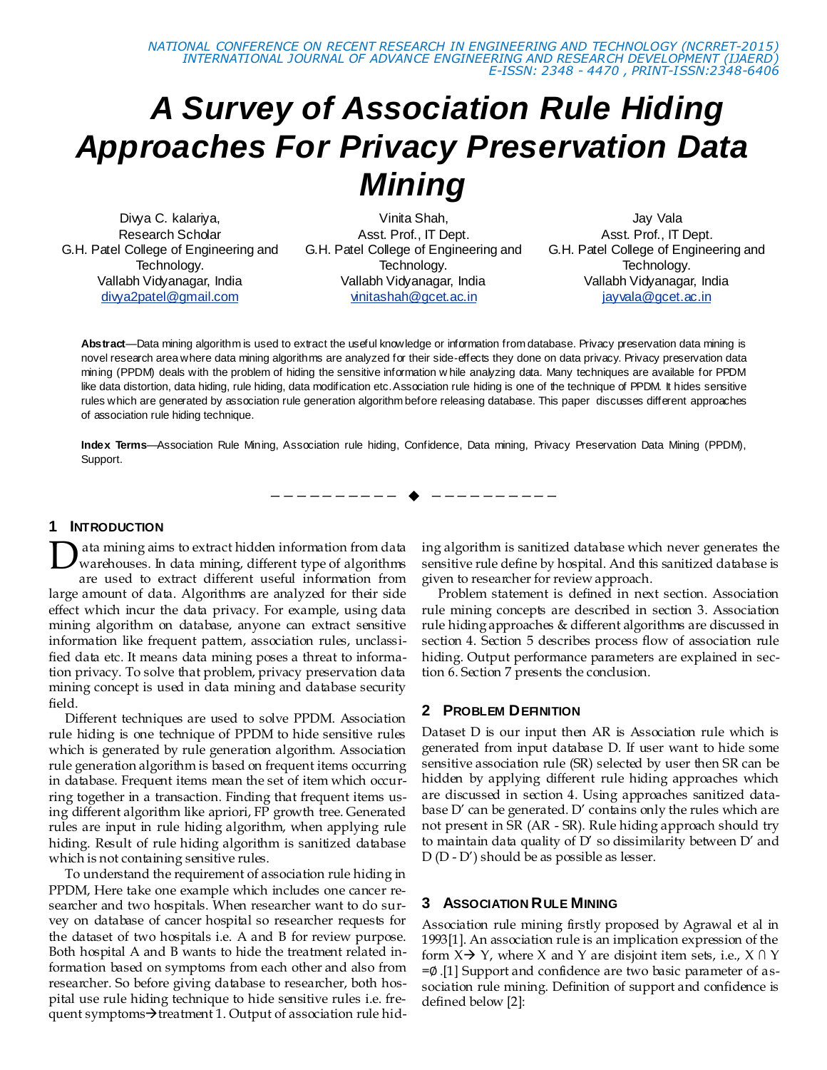# A Survey of Association Rule Hiding Approaches For Privacy Preservation Data Mining

Divya C. kalariya,
Research Scholar
G.H. Patel College of Engineering and Technology.
Vallabh Vidyanagar, India
divya2patel@gmail.com

Vinita Shah,
Asst. Prof., IT Dept.
G.H. Patel College of Engineering and Technology.
Vallabh Vidyanagar, India
vinitashah@gcet.ac.in

Jay Vala
Asst. Prof., IT Dept.
G.H. Patel College of Engineering and Technology.
Vallabh Vidyanagar, India
jayvala@gcet.ac.in

**Abstract**—Data mining algorithm is used to extract the useful knowledge or information from database. Privacy preservation data mining is novel research area where data mining algorithms are analyzed for their side-effects they done on data privacy. Privacy preservation data mining (PPDM) deals with the problem of hiding the sensitive information while analyzing data. Many techniques are available for PPDM like data distortion, data hiding, rule hiding, data modification etc. Association rule hiding is one of the technique of PPDM. It hides sensitive rules which are generated by association rule generation algorithm before releasing database. This paper discusses different approaches of association rule hiding technique.

**Index Terms**—Association Rule Mining, Association rule hiding, Confidence, Data mining, Privacy Preservation Data Mining (PPDM), Support.

## 1 Introduction

Data mining aims to extract hidden information from data warehouses. In data mining, different type of algorithms are used to extract different useful information from large amount of data. Algorithms are analyzed for their side effect which incur the data privacy. For example, using data mining algorithm on database, anyone can extract sensitive information like frequent pattern, association rules, unclassified data etc. It means data mining poses a threat to information privacy. To solve that problem, privacy preservation data mining concept is used in data mining and database security field.

Different techniques are used to solve PPDM. Association rule hiding is one technique of PPDM to hide sensitive rules which is generated by rule generation algorithm. Association rule generation algorithm is based on frequent items occurring in database. Frequent items mean the set of item which occurring together in a transaction. Finding that frequent items using different algorithm like apriori, FP growth tree. Generated rules are input in rule hiding algorithm, when applying rule hiding. Result of rule hiding algorithm is sanitized database which is not containing sensitive rules.

To understand the requirement of association rule hiding in PPDM, Here take one example which includes one cancer researcher and two hospitals. When researcher want to do survey on database of cancer hospital so researcher requests for the dataset of two hospitals i.e. A and B for review purpose. Both hospital A and B wants to hide the treatment related information based on symptoms from each other and also from researcher. So before giving database to researcher, both hospital use rule hiding technique to hide sensitive rules i.e. frequent symptoms→treatment 1. Output of association rule hiding algorithm is sanitized database which never generates the sensitive rule define by hospital. And this sanitized database is given to researcher for review approach.

Problem statement is defined in next section. Association rule mining concepts are described in section 3. Association rule hiding approaches & different algorithms are discussed in section 4. Section 5 describes process flow of association rule hiding. Output performance parameters are explained in section 6. Section 7 presents the conclusion.

## 2 Problem Definition

Dataset D is our input then AR is Association rule which is generated from input database D. If user want to hide some sensitive association rule (SR) selected by user then SR can be hidden by applying different rule hiding approaches which are discussed in section 4. Using approaches sanitized database D′ can be generated. D′ contains only the rules which are not present in SR (AR - SR). Rule hiding approach should try to maintain data quality of D′ so dissimilarity between D′ and D (D - D′) should be as possible as lesser.

## 3 Association Rule Mining

Association rule mining firstly proposed by Agrawal et al in 1993[1]. An association rule is an implication expression of the form $X \rightarrow Y$, where X and Y are disjoint item sets, i.e., $X \cap Y = \emptyset$ .[1] Support and confidence are two basic parameter of association rule mining. Definition of support and confidence is defined below [2]: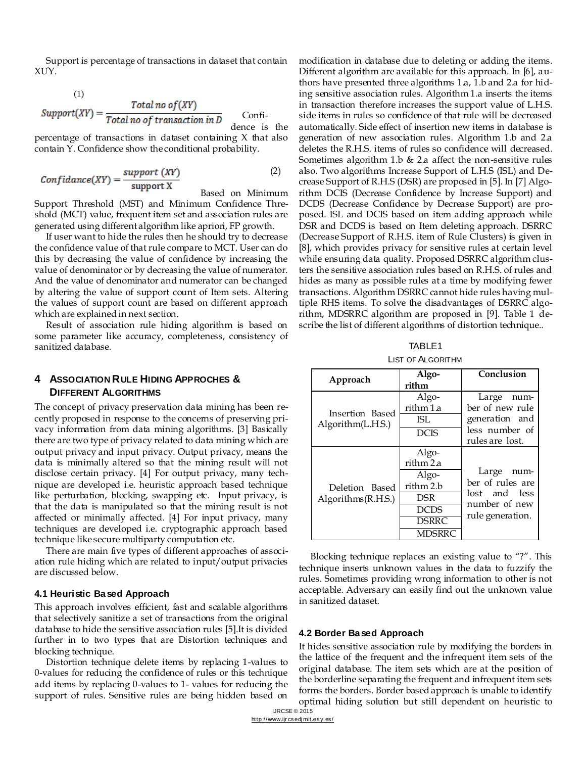Support is percentage of transactions in dataset that contain XUY.

$$Support(XY) = \frac{Total\ no\ of(XY)}{Total\ no\ of\ transaction\ in\ D} \quad (1)$$

Confidence is the percentage of transactions in dataset containing X that also contain Y. Confidence show the conditional probability.

$$Confidance(XY) = \frac{support\ (XY)}{\text{support X}} \quad (2)$$

Based on Minimum Support Threshold (MST) and Minimum Confidence Threshold (MCT) value, frequent item set and association rules are generated using different algorithm like apriori, FP growth.

If user want to hide the rules then he should try to decrease the confidence value of that rule compare to MCT. User can do this by decreasing the value of confidence by increasing the value of denominator or by decreasing the value of numerator. And the value of denominator and numerator can be changed by altering the value of support count of Item sets. Altering the values of support count are based on different approach which are explained in next section.

Result of association rule hiding algorithm is based on some parameter like accuracy, completeness, consistency of sanitized database.

## 4 Association Rule Hiding Approches & Different Algorithms

The concept of privacy preservation data mining has been recently proposed in response to the concerns of preserving privacy information from data mining algorithms. [3] Basically there are two type of privacy related to data mining which are output privacy and input privacy. Output privacy, means the data is minimally altered so that the mining result will not disclose certain privacy. [4] For output privacy, many technique are developed i.e. heuristic approach based technique like perturbation, blocking, swapping etc. Input privacy, is that the data is manipulated so that the mining result is not affected or minimally affected. [4] For input privacy, many techniques are developed i.e. cryptographic approach based technique like secure multiparty computation etc.

There are main five types of different approaches of association rule hiding which are related to input/output privacies are discussed below.

### 4.1 Heuristic Based Approach

This approach involves efficient, fast and scalable algorithms that selectively sanitize a set of transactions from the original database to hide the sensitive association rules [5].It is divided further in to two types that are Distortion techniques and blocking technique.

Distortion technique delete items by replacing 1-values to 0-values for reducing the confidence of rules or this technique add items by replacing 0-values to 1- values for reducing the support of rules. Sensitive rules are being hidden based on modification in database due to deleting or adding the items. Different algorithm are available for this approach. In [6], authors have presented three algorithms 1.a, 1.b and 2.a for hiding sensitive association rules. Algorithm 1.a inserts the items in transaction therefore increases the support value of L.H.S. side items in rules so confidence of that rule will be decreased automatically. Side effect of insertion new items in database is generation of new association rules. Algorithm 1.b and 2.a deletes the R.H.S. items of rules so confidence will decreased. Sometimes algorithm 1.b & 2.a affect the non-sensitive rules also. Two algorithms Increase Support of L.H.S (ISL) and Decrease Support of R.H.S (DSR) are proposed in [5]. In [7] Algorithm DCIS (Decrease Confidence by Increase Support) and DCDS (Decrease Confidence by Decrease Support) are proposed. ISL and DCIS based on item adding approach while DSR and DCDS is based on Item deleting approach. DSRRC (Decrease Support of R.H.S. item of Rule Clusters) is given in [8], which provides privacy for sensitive rules at certain level while ensuring data quality. Proposed DSRRC algorithm clusters the sensitive association rules based on R.H.S. of rules and hides as many as possible rules at a time by modifying fewer transactions. Algorithm DSRRC cannot hide rules having multiple RHS items. To solve the disadvantages of DSRRC algorithm, MDSRRC algorithm are proposed in [9]. Table 1 describe the list of different algorithms of distortion technique..

TABLE1
LIST OF ALGORITHM

| Approach | Algorithm | Conclusion |
|---|---|---|
| Insertion Based Algorithm(L.H.S.) | Algorithm 1.a | Large number of new rule generation and less number of rules are lost. |
| | ISL | |
| | DCIS | |
| Deletion Based Algorithms(R.H.S.) | Algorithm 2.a | Large number of rules are lost and less number of new rule generation. |
| | Algorithm 2.b | |
| | DSR | |
| | DCDS | |
| | DSRRC | |
| | MDSRRC | |

Blocking technique replaces an existing value to "?". This technique inserts unknown values in the data to fuzzify the rules. Sometimes providing wrong information to other is not acceptable. Adversary can easily find out the unknown value in sanitized dataset.

### 4.2 Border Based Approach

It hides sensitive association rule by modifying the borders in the lattice of the frequent and the infrequent item sets of the original database. The item sets which are at the position of the borderline separating the frequent and infrequent item sets forms the borders. Border based approach is unable to identify optimal hiding solution but still dependent on heuristic to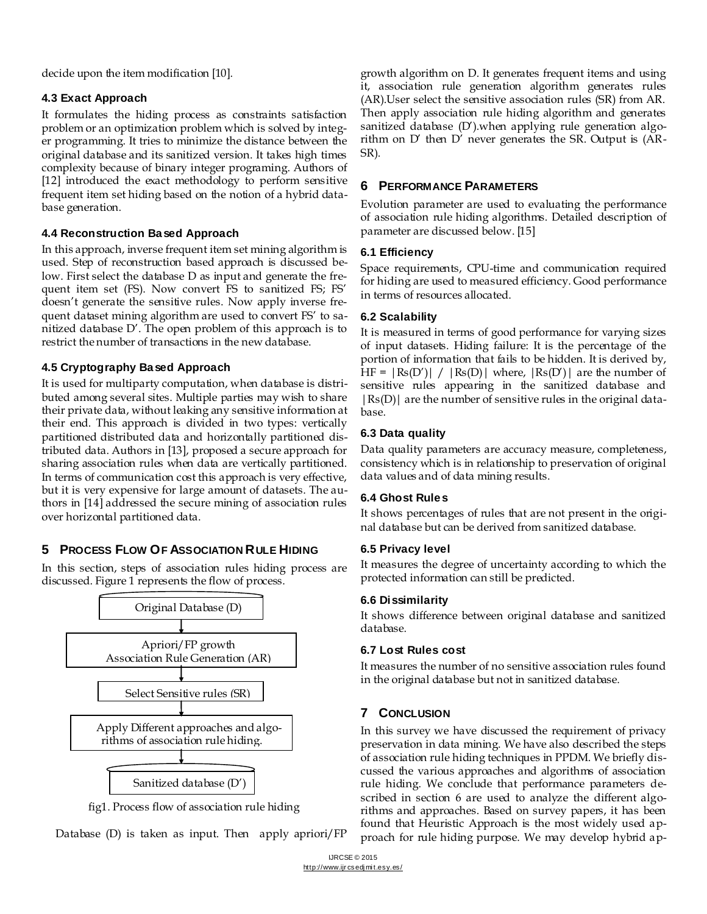decide upon the item modification [10].

### 4.3 Exact Approach

It formulates the hiding process as constraints satisfaction problem or an optimization problem which is solved by integer programming. It tries to minimize the distance between the original database and its sanitized version. It takes high times complexity because of binary integer programing. Authors of [12] introduced the exact methodology to perform sensitive frequent item set hiding based on the notion of a hybrid database generation.

### 4.4 Reconstruction Based Approach

In this approach, inverse frequent item set mining algorithm is used. Step of reconstruction based approach is discussed below. First select the database D as input and generate the frequent item set (FS). Now convert FS to sanitized FS; FS' doesn't generate the sensitive rules. Now apply inverse frequent dataset mining algorithm are used to convert FS' to sanitized database D'. The open problem of this approach is to restrict the number of transactions in the new database.

### 4.5 Cryptography Based Approach

It is used for multiparty computation, when database is distributed among several sites. Multiple parties may wish to share their private data, without leaking any sensitive information at their end. This approach is divided in two types: vertically partitioned distributed data and horizontally partitioned distributed data. Authors in [13], proposed a secure approach for sharing association rules when data are vertically partitioned. In terms of communication cost this approach is very effective, but it is very expensive for large amount of datasets. The authors in [14] addressed the secure mining of association rules over horizontal partitioned data.

## 5 Process Flow Of Association Rule Hiding

In this section, steps of association rules hiding process are discussed. Figure 1 represents the flow of process.

Original Database (D)
↓
Apriori/FP growth
Association Rule Generation (AR)
↓
Select Sensitive rules (SR)
↓
Apply Different approaches and algorithms of association rule hiding.
↓
Sanitized database (D')

fig1. Process flow of association rule hiding

Database (D) is taken as input. Then apply apriori/FP growth algorithm on D. It generates frequent items and using it, association rule generation algorithm generates rules (AR).User select the sensitive association rules (SR) from AR. Then apply association rule hiding algorithm and generates sanitized database (D').when applying rule generation algorithm on D' then D' never generates the SR. Output is (AR-SR).

## 6 Performance Parameters

Evolution parameter are used to evaluating the performance of association rule hiding algorithms. Detailed description of parameter are discussed below. [15]

### 6.1 Efficiency

Space requirements, CPU-time and communication required for hiding are used to measured efficiency. Good performance in terms of resources allocated.

### 6.2 Scalability

It is measured in terms of good performance for varying sizes of input datasets. Hiding failure: It is the percentage of the portion of information that fails to be hidden. It is derived by, $HF = |Rs(D')| \;/\; |Rs(D)|$ where, $|Rs(D')|$ are the number of sensitive rules appearing in the sanitized database and $|Rs(D)|$ are the number of sensitive rules in the original database.

### 6.3 Data quality

Data quality parameters are accuracy measure, completeness, consistency which is in relationship to preservation of original data values and of data mining results.

### 6.4 Ghost Rules

It shows percentages of rules that are not present in the original database but can be derived from sanitized database.

### 6.5 Privacy level

It measures the degree of uncertainty according to which the protected information can still be predicted.

### 6.6 Dissimilarity

It shows difference between original database and sanitized database.

### 6.7 Lost Rules cost

It measures the number of no sensitive association rules found in the original database but not in sanitized database.

## 7 Conclusion

In this survey we have discussed the requirement of privacy preservation in data mining. We have also described the steps of association rule hiding techniques in PPDM. We briefly discussed the various approaches and algorithms of association rule hiding. We conclude that performance parameters described in section 6 are used to analyze the different algorithms and approaches. Based on survey papers, it has been found that Heuristic Approach is the most widely used approach for rule hiding purpose. We may develop hybrid ap-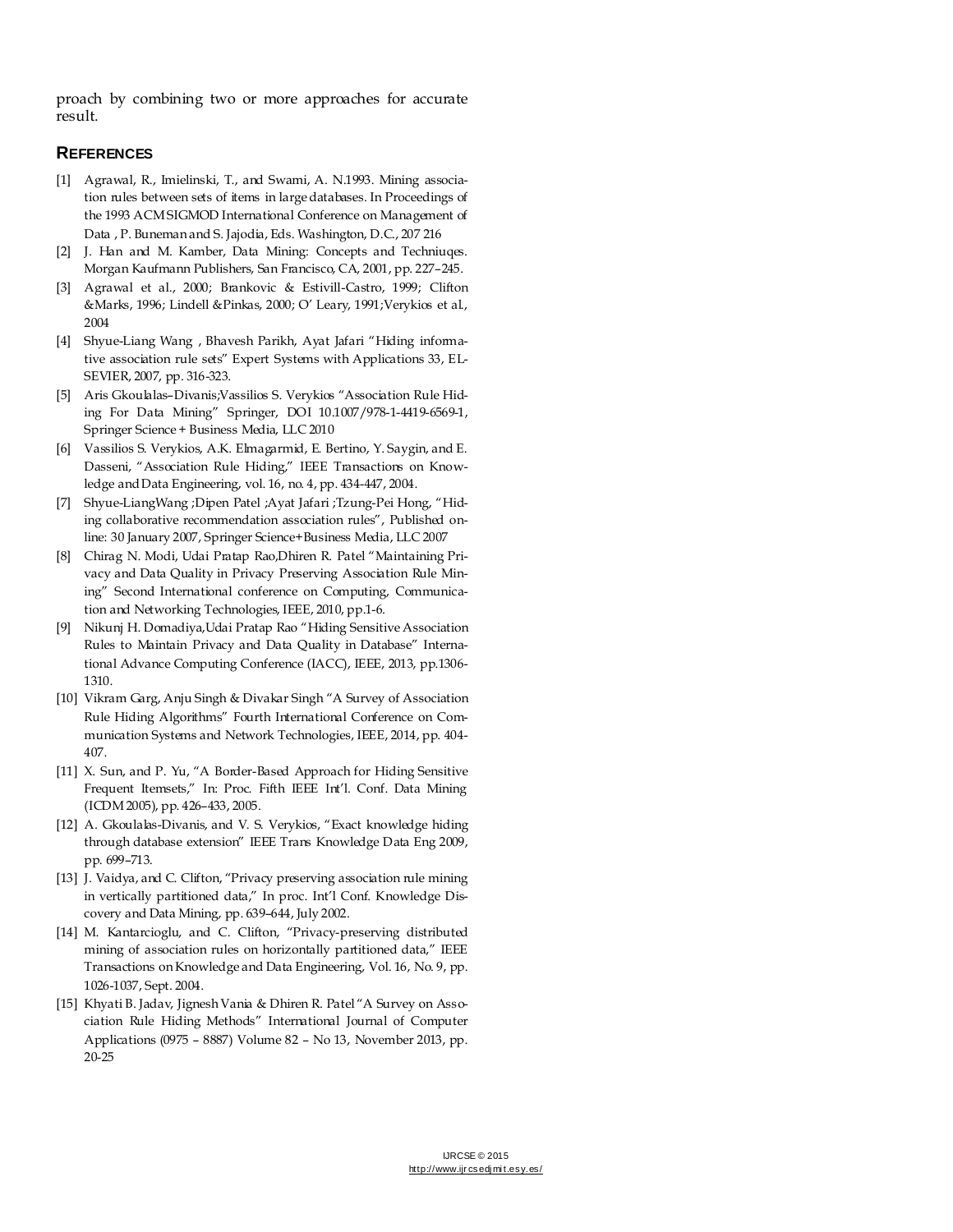proach by combining two or more approaches for accurate result.

## REFERENCES

[1] Agrawal, R., Imielinski, T., and Swami, A. N.1993. Mining association rules between sets of items in large databases. In Proceedings of the 1993 ACM SIGMOD International Conference on Management of Data , P. Buneman and S. Jajodia, Eds. Washington, D.C., 207 216

[2] J. Han and M. Kamber, Data Mining: Concepts and Techniuqes. Morgan Kaufmann Publishers, San Francisco, CA, 2001, pp. 227–245.

[3] Agrawal et al., 2000; Brankovic & Estivill-Castro, 1999; Clifton &Marks, 1996; Lindell &Pinkas, 2000; O' Leary, 1991;Verykios et al., 2004

[4] Shyue-Liang Wang , Bhavesh Parikh, Ayat Jafari "Hiding informative association rule sets" Expert Systems with Applications 33, ELSEVIER, 2007, pp. 316-323.

[5] Aris Gkoulalas–Divanis;Vassilios S. Verykios "Association Rule Hiding For Data Mining" Springer, DOI 10.1007/978-1-4419-6569-1, Springer Science + Business Media, LLC 2010

[6] Vassilios S. Verykios, A.K. Elmagarmid, E. Bertino, Y. Saygin, and E. Dasseni, "Association Rule Hiding," IEEE Transactions on Knowledge and Data Engineering, vol. 16, no. 4, pp. 434-447, 2004.

[7] Shyue-LiangWang ;Dipen Patel ;Ayat Jafari ;Tzung-Pei Hong, "Hiding collaborative recommendation association rules", Published online: 30 January 2007, Springer Science+Business Media, LLC 2007

[8] Chirag N. Modi, Udai Pratap Rao,Dhiren R. Patel "Maintaining Privacy and Data Quality in Privacy Preserving Association Rule Mining" Second International conference on Computing, Communication and Networking Technologies, IEEE, 2010, pp.1-6.

[9] Nikunj H. Domadiya,Udai Pratap Rao "Hiding Sensitive Association Rules to Maintain Privacy and Data Quality in Database" International Advance Computing Conference (IACC), IEEE, 2013, pp.1306-1310.

[10] Vikram Garg, Anju Singh & Divakar Singh "A Survey of Association Rule Hiding Algorithms" Fourth International Conference on Communication Systems and Network Technologies, IEEE, 2014, pp. 404-407.

[11] X. Sun, and P. Yu, "A Border-Based Approach for Hiding Sensitive Frequent Itemsets," In: Proc. Fifth IEEE Int'l. Conf. Data Mining (ICDM 2005), pp. 426–433, 2005.

[12] A. Gkoulalas-Divanis, and V. S. Verykios, "Exact knowledge hiding through database extension" IEEE Trans Knowledge Data Eng 2009, pp. 699–713.

[13] J. Vaidya, and C. Clifton, "Privacy preserving association rule mining in vertically partitioned data," In proc. Int'l Conf. Knowledge Discovery and Data Mining, pp. 639–644, July 2002.

[14] M. Kantarcioglu, and C. Clifton, "Privacy-preserving distributed mining of association rules on horizontally partitioned data," IEEE Transactions on Knowledge and Data Engineering, Vol. 16, No. 9, pp. 1026-1037, Sept. 2004.

[15] Khyati B. Jadav, Jignesh Vania & Dhiren R. Patel "A Survey on Association Rule Hiding Methods" International Journal of Computer Applications (0975 – 8887) Volume 82 – No 13, November 2013, pp. 20-25